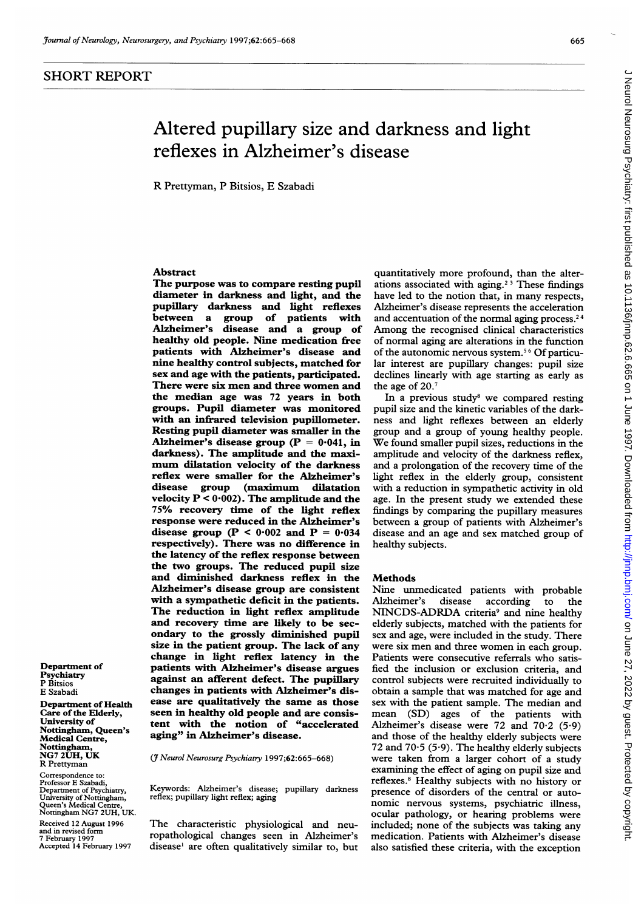SHORT REPORT

# Altered pupillary size and darkness and light reflexes in Alzheimer's disease

R Prettyman, P Bitsios, E Szabadi

## Abstract

**The purpose was to compare resting pupil diameter in darkness and light, and the pupillary darkness and light reflexes between a group of patients with Alzheimer's disease and a group of healthy old people. Nine medication free patients with Alzheimer's disease and nine healthy control subjects, matched for sex and age with the patients, participated. There were six men and three women and the median age was 72 years in both groups. Pupil diameter was monitored with an infrared television pupillometer. Resting pupil diameter was smaller in the Alzheimer's disease group ($P = 0{\cdot}041$, in darkness). The amplitude and the maximum dilatation velocity of the darkness reflex were smaller for the Alzheimer's disease group (maximum dilatation velocity $P < 0{\cdot}002$). The amplitude and the 75% recovery time of the light reflex response were reduced in the Alzheimer's disease group ($P < 0{\cdot}002$ and $P = 0{\cdot}034$ respectively). There was no difference in the latency of the reflex response between the two groups. The reduced pupil size and diminished darkness reflex in the Alzheimer's disease group are consistent with a sympathetic deficit in the patients. The reduction in light reflex amplitude and recovery time are likely to be secondary to the grossly diminished pupil size in the patient group. The lack of any change in light reflex latency in the patients with Alzheimer's disease argues against an afferent defect. The pupillary changes in patients with Alzheimer's disease are qualitatively the same as those seen in healthy old people and are consistent with the notion of "accelerated aging" in Alzheimer's disease.**

(*J Neurol Neurosurg Psychiatry* 1997;62:665–668)

Keywords: Alzheimer's disease; pupillary darkness reflex; pupillary light reflex; aging

**Department of Psychiatry**
P Bitsios
E Szabadi

**Department of Health Care of the Elderly, University of Nottingham, Queen's Medical Centre, Nottingham, NG7 2UH, UK**
R Prettyman

Correspondence to: Professor E Szabadi, Department of Psychiatry, University of Nottingham, Queen's Medical Centre, Nottingham NG7 2UH, UK.

Received 12 August 1996 and in revised form 7 February 1997
Accepted 14 February 1997

The characteristic physiological and neuropathological changes seen in Alzheimer's disease[1] are often qualitatively similar to, but quantitatively more profound, than the alterations associated with aging.[2,3] These findings have led to the notion that, in many respects, Alzheimer's disease represents the acceleration and accentuation of the normal aging process.[2,4] Among the recognised clinical characteristics of normal aging are alterations in the function of the autonomic nervous system.[5,6] Of particular interest are pupillary changes: pupil size declines linearly with age starting as early as the age of 20.[7]

In a previous study[8] we compared resting pupil size and the kinetic variables of the darkness and light reflexes between an elderly group and a group of young healthy people. We found smaller pupil sizes, reductions in the amplitude and velocity of the darkness reflex, and a prolongation of the recovery time of the light reflex in the elderly group, consistent with a reduction in sympathetic activity in old age. In the present study we extended these findings by comparing the pupillary measures between a group of patients with Alzheimer's disease and an age and sex matched group of healthy subjects.

## Methods

Nine unmedicated patients with probable Alzheimer's disease according to the NINCDS-ADRDA criteria[9] and nine healthy elderly subjects, matched with the patients for sex and age, were included in the study. There were six men and three women in each group. Patients were consecutive referrals who satisfied the inclusion or exclusion criteria, and control subjects were recruited individually to obtain a sample that was matched for age and sex with the patient sample. The median and mean (SD) ages of the patients with Alzheimer's disease were 72 and 70·2 (5·9) and those of the healthy elderly subjects were 72 and 70·5 (5·9). The healthy elderly subjects were taken from a larger cohort of a study examining the effect of aging on pupil size and reflexes.[8] Healthy subjects with no history or presence of disorders of the central or autonomic nervous systems, psychiatric illness, ocular pathology, or hearing problems were included; none of the subjects was taking any medication. Patients with Alzheimer's disease also satisfied these criteria, with the exception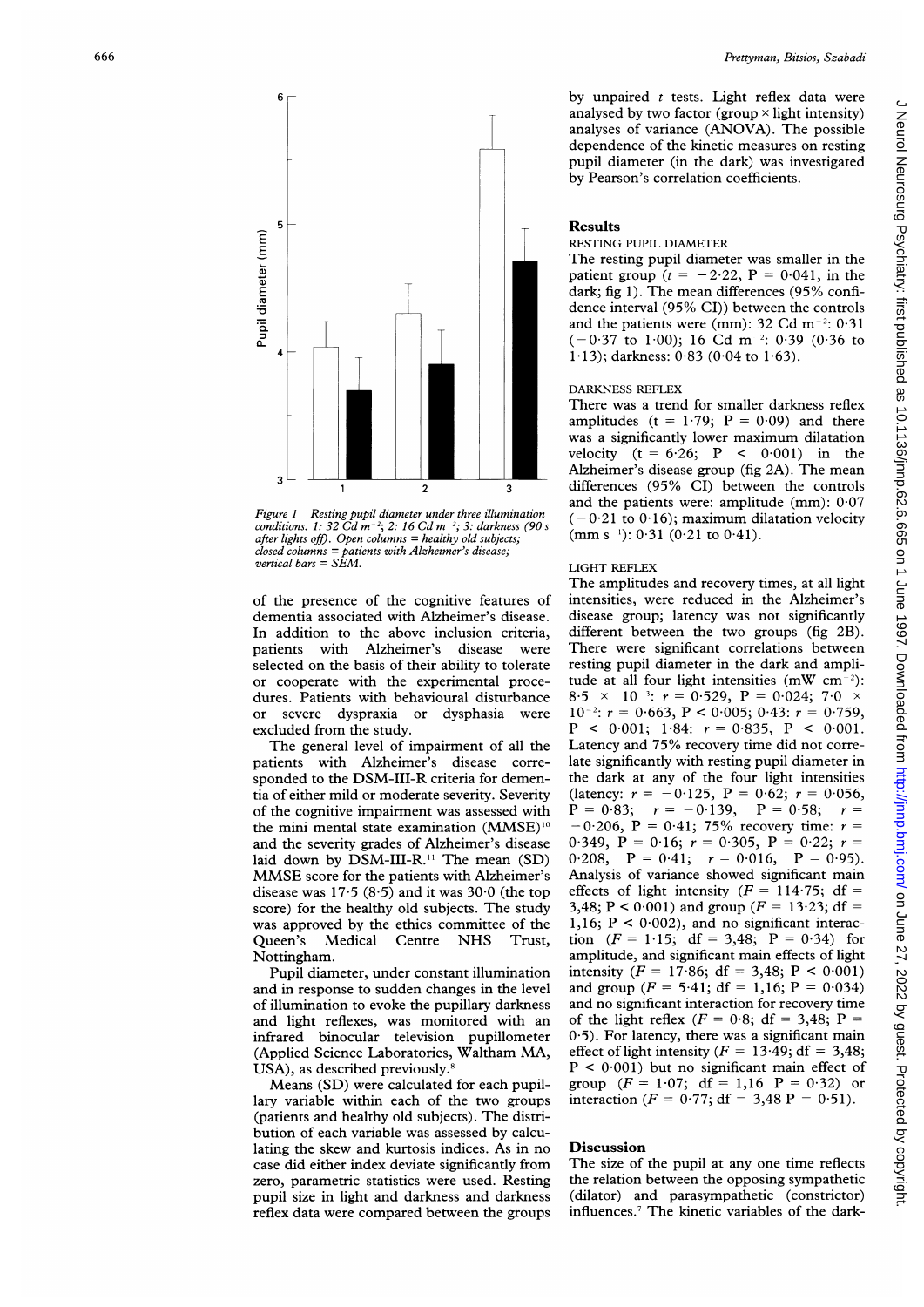Figure 1 Resting pupil diameter under three illumination conditions. 1: 32 Cd $m^{-2}$; 2: 16 Cd $m^{-2}$; 3: darkness (90 s after lights off). Open columns = healthy old subjects; closed columns = patients with Alzheimer's disease; vertical bars = SEM.

of the presence of the cognitive features of dementia associated with Alzheimer's disease. In addition to the above inclusion criteria, patients with Alzheimer's disease were selected on the basis of their ability to tolerate or cooperate with the experimental procedures. Patients with behavioural disturbance or severe dyspraxia or dysphasia were excluded from the study.

The general level of impairment of all the patients with Alzheimer's disease corresponded to the DSM-III-R criteria for dementia of either mild or moderate severity. Severity of the cognitive impairment was assessed with the mini mental state examination (MMSE)[10] and the severity grades of Alzheimer's disease laid down by DSM-III-R.[11] The mean (SD) MMSE score for the patients with Alzheimer's disease was 17·5 (8·5) and it was 30·0 (the top score) for the healthy old subjects. The study was approved by the ethics committee of the Queen's Medical Centre NHS Trust, Nottingham.

Pupil diameter, under constant illumination and in response to sudden changes in the level of illumination to evoke the pupillary darkness and light reflexes, was monitored with an infrared binocular television pupillometer (Applied Science Laboratories, Waltham MA, USA), as described previously.[8]

Means (SD) were calculated for each pupillary variable within each of the two groups (patients and healthy old subjects). The distribution of each variable was assessed by calculating the skew and kurtosis indices. As in no case did either index deviate significantly from zero, parametric statistics were used. Resting pupil size in light and darkness and darkness reflex data were compared between the groups by unpaired *t* tests. Light reflex data were analysed by two factor (group × light intensity) analyses of variance (ANOVA). The possible dependence of the kinetic measures on resting pupil diameter (in the dark) was investigated by Pearson's correlation coefficients.

## Results

### RESTING PUPIL DIAMETER

The resting pupil diameter was smaller in the patient group ($t = -2{\cdot}22$, $P = 0{\cdot}041$, in the dark; fig 1). The mean differences (95% confidence interval (95% CI)) between the controls and the patients were (mm): 32 Cd $m^{-2}$: 0·31 (−0·37 to 1·00); 16 Cd $m^{-2}$: 0·39 (0·36 to 1·13); darkness: 0·83 (0·04 to 1·63).

### DARKNESS REFLEX

There was a trend for smaller darkness reflex amplitudes ($t = 1{\cdot}79$; $P = 0{\cdot}09$) and there was a significantly lower maximum dilatation velocity ($t = 6{\cdot}26$; $P < 0{\cdot}001$) in the Alzheimer's disease group (fig 2A). The mean differences (95% CI) between the controls and the patients were: amplitude (mm): 0·07 (−0·21 to 0·16); maximum dilatation velocity (mm $s^{-1}$): 0·31 (0·21 to 0·41).

### LIGHT REFLEX

The amplitudes and recovery times, at all light intensities, were reduced in the Alzheimer's disease group; latency was not significantly different between the two groups (fig 2B). There were significant correlations between resting pupil diameter in the dark and amplitude at all four light intensities (mW $cm^{-2}$): $8{\cdot}5 \times 10^{-3}$: $r = 0{\cdot}529$, $P = 0{\cdot}024$; $7{\cdot}0 \times 10^{-2}$: $r = 0{\cdot}663$, $P < 0{\cdot}005$; 0·43: $r = 0{\cdot}759$, $P < 0{\cdot}001$; 1·84: $r = 0{\cdot}835$, $P < 0{\cdot}001$. Latency and 75% recovery time did not correlate significantly with resting pupil diameter in the dark at any of the four light intensities (latency: $r = -0{\cdot}125$, $P = 0{\cdot}62$; $r = 0{\cdot}056$, $P = 0{\cdot}83$; $r = -0{\cdot}139$, $P = 0{\cdot}58$; $r = -0{\cdot}206$, $P = 0{\cdot}41$; 75% recovery time: $r = 0{\cdot}349$, $P = 0{\cdot}16$; $r = 0{\cdot}305$, $P = 0{\cdot}22$; $r = 0{\cdot}208$, $P = 0{\cdot}41$; $r = 0{\cdot}016$, $P = 0{\cdot}95$). Analysis of variance showed significant main effects of light intensity ($F = 114{\cdot}75$; df = 3,48; $P < 0{\cdot}001$) and group ($F = 13{\cdot}23$; df = 1,16; $P < 0{\cdot}002$), and no significant interaction ($F = 1{\cdot}15$; df = 3,48; $P = 0{\cdot}34$) for amplitude, and significant main effects of light intensity ($F = 17{\cdot}86$; df = 3,48; $P < 0{\cdot}001$) and group ($F = 5{\cdot}41$; df = 1,16; $P = 0{\cdot}034$) and no significant interaction for recovery time of the light reflex ($F = 0{\cdot}8$; df = 3,48; $P = 0{\cdot}5$). For latency, there was a significant main effect of light intensity ($F = 13{\cdot}49$; df = 3,48; $P < 0{\cdot}001$) but no significant main effect of group ($F = 1{\cdot}07$; df = 1,16 $P = 0{\cdot}32$) or interaction ($F = 0{\cdot}77$; df = 3,48 $P = 0{\cdot}51$).

## Discussion

The size of the pupil at any one time reflects the relation between the opposing sympathetic (dilator) and parasympathetic (constrictor) influences.[7] The kinetic variables of the dark-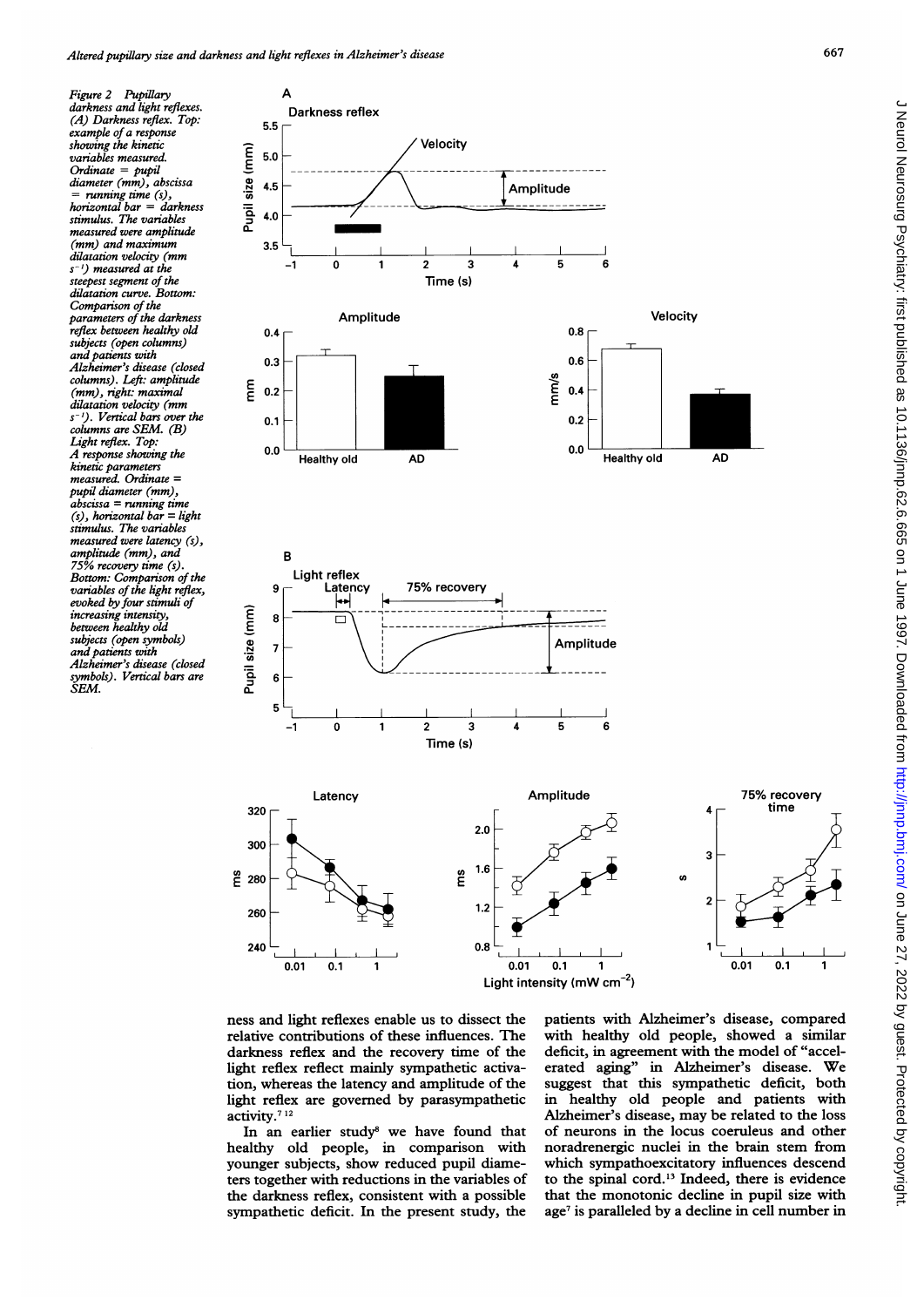*Figure 2 Pupillary darkness and light reflexes. (A) Darkness reflex. Top: example of a response showing the kinetic variables measured. Ordinate = pupil diameter (mm), abscissa = running time (s), horizontal bar = darkness stimulus. The variables measured were amplitude (mm) and maximum dilatation velocity (mm $s^{-1}$) measured at the steepest segment of the dilatation curve. Bottom: Comparison of the parameters of the darkness reflex between healthy old subjects (open columns) and patients with Alzheimer's disease (closed columns). Left: amplitude (mm), right: maximal dilatation velocity (mm $s^{-1}$). Vertical bars over the columns are SEM. (B) Light reflex. Top: A response showing the kinetic parameters measured. Ordinate = pupil diameter (mm), abscissa = running time (s), horizontal bar = light stimulus. The variables measured were latency (s), amplitude (mm), and 75% recovery time (s). Bottom: Comparison of the variables of the light reflex, evoked by four stimuli of increasing intensity, between healthy old subjects (open symbols) and patients with Alzheimer's disease (closed symbols). Vertical bars are SEM.*

ness and light reflexes enable us to dissect the relative contributions of these influences. The darkness reflex and the recovery time of the light reflex reflect mainly sympathetic activation, whereas the latency and amplitude of the light reflex are governed by parasympathetic activity.[7 12]

In an earlier study[8] we have found that healthy old people, in comparison with younger subjects, show reduced pupil diameters together with reductions in the variables of the darkness reflex, consistent with a possible sympathetic deficit. In the present study, the patients with Alzheimer's disease, compared with healthy old people, showed a similar deficit, in agreement with the model of "accelerated aging" in Alzheimer's disease. We suggest that this sympathetic deficit, both in healthy old people and patients with Alzheimer's disease, may be related to the loss of neurons in the locus coeruleus and other noradrenergic nuclei in the brain stem from which sympathoexcitatory influences descend to the spinal cord.[13] Indeed, there is evidence that the monotonic decline in pupil size with age[7] is paralleled by a decline in cell number in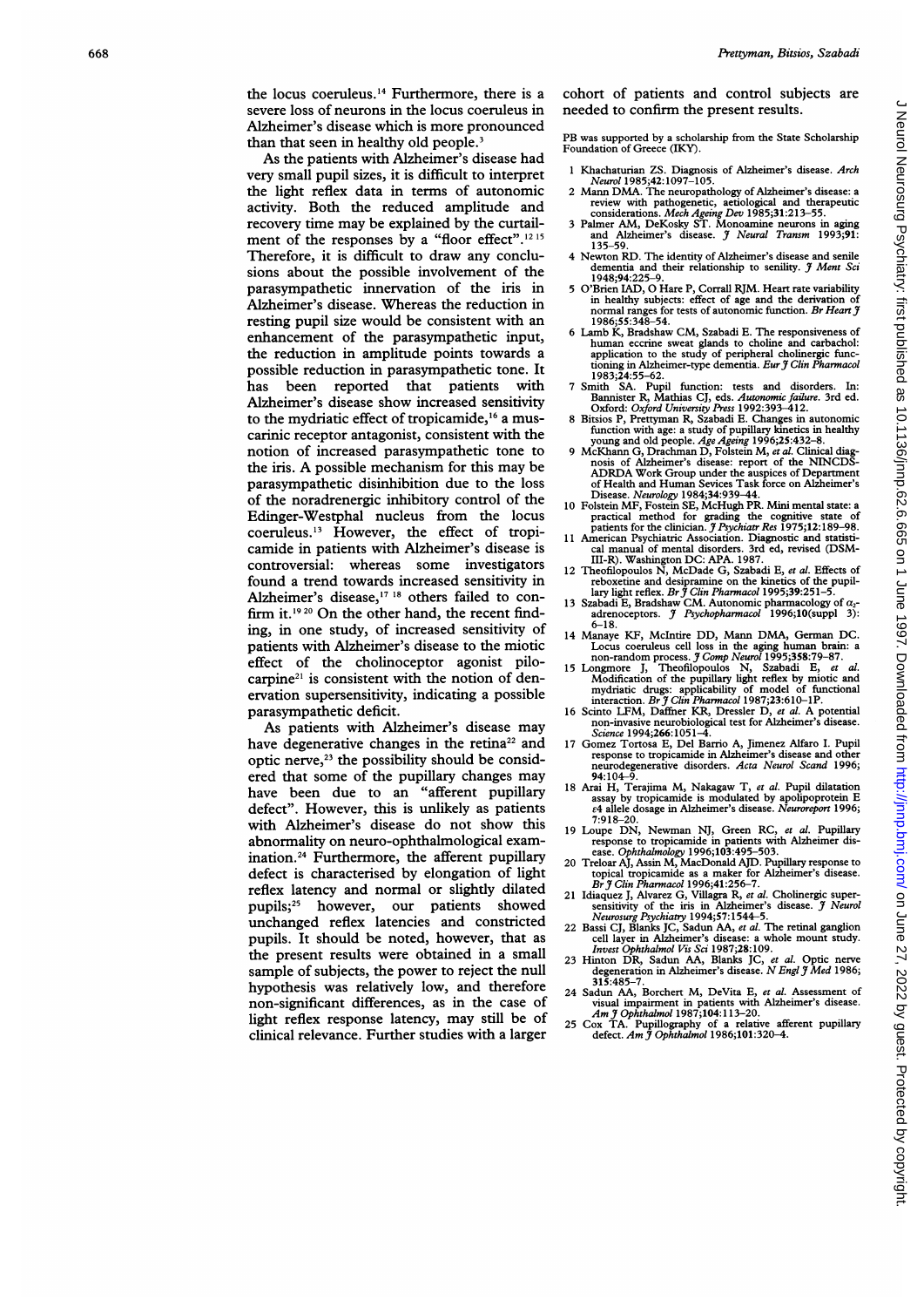the locus coeruleus.[14] Furthermore, there is a severe loss of neurons in the locus coeruleus in Alzheimer's disease which is more pronounced than that seen in healthy old people.[3]

As the patients with Alzheimer's disease had very small pupil sizes, it is difficult to interpret the light reflex data in terms of autonomic activity. Both the reduced amplitude and recovery time may be explained by the curtailment of the responses by a "floor effect".[12 15] Therefore, it is difficult to draw any conclusions about the possible involvement of the parasympathetic innervation of the iris in Alzheimer's disease. Whereas the reduction in resting pupil size would be consistent with an enhancement of the parasympathetic input, the reduction in amplitude points towards a possible reduction in parasympathetic tone. It has been reported that patients with Alzheimer's disease show increased sensitivity to the mydriatic effect of tropicamide,[16] a muscarinic receptor antagonist, consistent with the notion of increased parasympathetic tone to the iris. A possible mechanism for this may be parasympathetic disinhibition due to the loss of the noradrenergic inhibitory control of the Edinger-Westphal nucleus from the locus coeruleus.[13] However, the effect of tropicamide in patients with Alzheimer's disease is controversial: whereas some investigators found a trend towards increased sensitivity in Alzheimer's disease,[17 18] others failed to confirm it.[19 20] On the other hand, the recent finding, in one study, of increased sensitivity of patients with Alzheimer's disease to the miotic effect of the cholinoceptor agonist pilocarpine[21] is consistent with the notion of denervation supersensitivity, indicating a possible parasympathetic deficit.

As patients with Alzheimer's disease may have degenerative changes in the retina[22] and optic nerve,[23] the possibility should be considered that some of the pupillary changes may have been due to an "afferent pupillary defect". However, this is unlikely as patients with Alzheimer's disease do not show this abnormality on neuro-ophthalmological examination.[24] Furthermore, the afferent pupillary defect is characterised by elongation of light reflex latency and normal or slightly dilated pupils;[25] however, our patients showed unchanged reflex latencies and constricted pupils. It should be noted, however, that as the present results were obtained in a small sample of subjects, the power to reject the null hypothesis was relatively low, and therefore non-significant differences, as in the case of light reflex response latency, may still be of clinical relevance. Further studies with a larger cohort of patients and control subjects are needed to confirm the present results.

PB was supported by a scholarship from the State Scholarship Foundation of Greece (IKY).

1. Khachaturian ZS. Diagnosis of Alzheimer's disease. *Arch Neurol* 1985;42:1097–105.
2. Mann DMA. The neuropathology of Alzheimer's disease: a review with pathogenetic, aetiological and therapeutic considerations. *Mech Ageing Dev* 1985;31:213–55.
3. Palmer AM, DeKosky ST. Monoamine neurons in aging and Alzheimer's disease. *J Neural Transm* 1993;91:135–59.
4. Newton RD. The identity of Alzheimer's disease and senile dementia and their relationship to senility. *J Ment Sci* 1948;94:225–9.
5. O'Brien IAD, O Hare P, Corrall RJM. Heart rate variability in healthy subjects: effect of age and the derivation of normal ranges for tests of autonomic function. *Br Heart J* 1986;55:348–54.
6. Lamb K, Bradshaw CM, Szabadi E. The responsiveness of human eccrine sweat glands to choline and carbachol: application to the study of peripheral cholinergic functioning in Alzheimer-type dementia. *Eur J Clin Pharmacol* 1983;24:55–62.
7. Smith SA. Pupil function: tests and disorders. In: Bannister R, Mathias CJ, eds. *Autonomic failure.* 3rd ed. Oxford: *Oxford University Press* 1992:393–412.
8. Bitsios P, Prettyman R, Szabadi E. Changes in autonomic function with age: a study of pupillary kinetics in healthy young and old people. *Age Ageing* 1996;25:432–8.
9. McKhann G, Drachman D, Folstein M, *et al.* Clinical diagnosis of Alzheimer's disease: report of the NINCDS-ADRDA Work Group under the auspices of Department of Health and Human Sevices Task force on Alzheimer's Disease. *Neurology* 1984;34:939–44.
10. Folstein MF, Fostein SE, McHugh PR. Mini mental state: a practical method for grading the cognitive state of patients for the clinician. *J Psychiatr Res* 1975;12:189–98.
11. American Psychiatric Association. Diagnostic and statistical manual of mental disorders. 3rd ed, revised (DSM-III-R). Washington DC: APA. 1987.
12. Theofilopoulos N, McDade G, Szabadi E, *et al.* Effects of reboxetine and desipramine on the kinetics of the pupillary light reflex. *Br J Clin Pharmacol* 1995;39:251–5.
13. Szabadi E, Bradshaw CM. Autonomic pharmacology of $\alpha_2$-adrenoceptors. *J Psychopharmacol* 1996;10(suppl 3):6–18.
14. Manaye KF, McIntire DD, Mann DMA, German DC. Locus coeruleus cell loss in the aging human brain: a non-random process. *J Comp Neurol* 1995;358:79–87.
15. Longmore J, Theofilopoulos N, Szabadi E, *et al.* Modification of the pupillary light reflex by miotic and mydriatic drugs: applicability of model of functional interaction. *Br J Clin Pharmacol* 1987;23:610–1P.
16. Scinto LFM, Daffner KR, Dressler D, *et al.* A potential non-invasive neurobiological test for Alzheimer's disease. *Science* 1994;266:1051–4.
17. Gomez Tortosa E, Del Barrio A, Jimenez Alfaro I. Pupil response to tropicamide in Alzheimer's disease and other neurodegenerative disorders. *Acta Neurol Scand* 1996;94:104–9.
18. Arai H, Terajima M, Nakagaw T, *et al.* Pupil dilatation assay by tropicamide is modulated by apolipoprotein E ε4 allele dosage in Alzheimer's disease. *Neuroreport* 1996;7:918–20.
19. Loupe DN, Newman NJ, Green RC, *et al.* Pupillary response to tropicamide in patients with Alzheimer disease. *Ophthalmology* 1996;103:495–503.
20. Treloar AJ, Assin M, MacDonald AJD. Pupillary response to topical tropicamide as a maker for Alzheimer's disease. *Br J Clin Pharmacol* 1996;41:256–7.
21. Idiaquez J, Alvarez G, Villagra R, *et al.* Cholinergic supersensitivity of the iris in Alzheimer's disease. *J Neurol Neurosurg Psychiatry* 1994;57:1544–5.
22. Bassi CJ, Blanks JC, Sadun AA, *et al.* The retinal ganglion cell layer in Alzheimer's disease: a whole mount study. *Invest Ophthalmol Vis Sci* 1987;28:109.
23. Hinton DR, Sadun AA, Blanks JC, *et al.* Optic nerve degeneration in Alzheimer's disease. *N Engl J Med* 1986;315:485–7.
24. Sadun AA, Borchert M, DeVita E, *et al.* Assessment of visual impairment in patients with Alzheimer's disease. *Am J Ophthalmol* 1987;104:113–20.
25. Cox TA. Pupillography of a relative afferent pupillary defect. *Am J Ophthalmol* 1986;101:320–4.